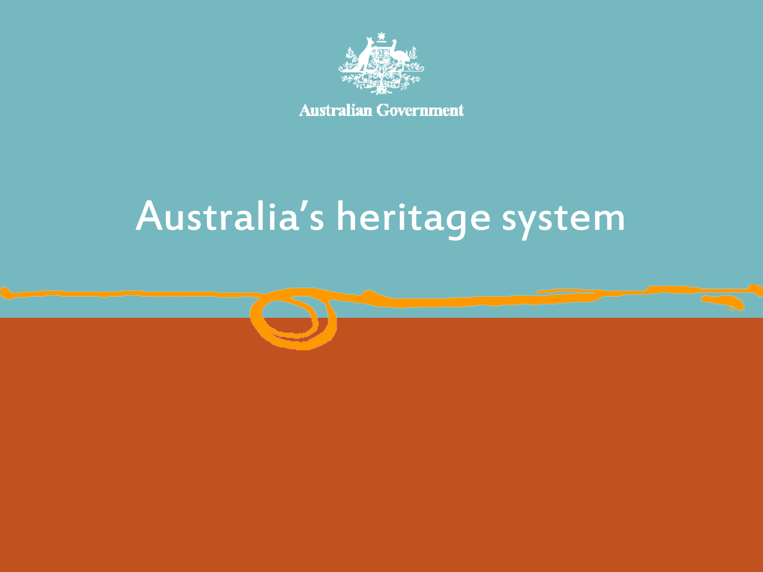Australian Government

# Australia's heritage system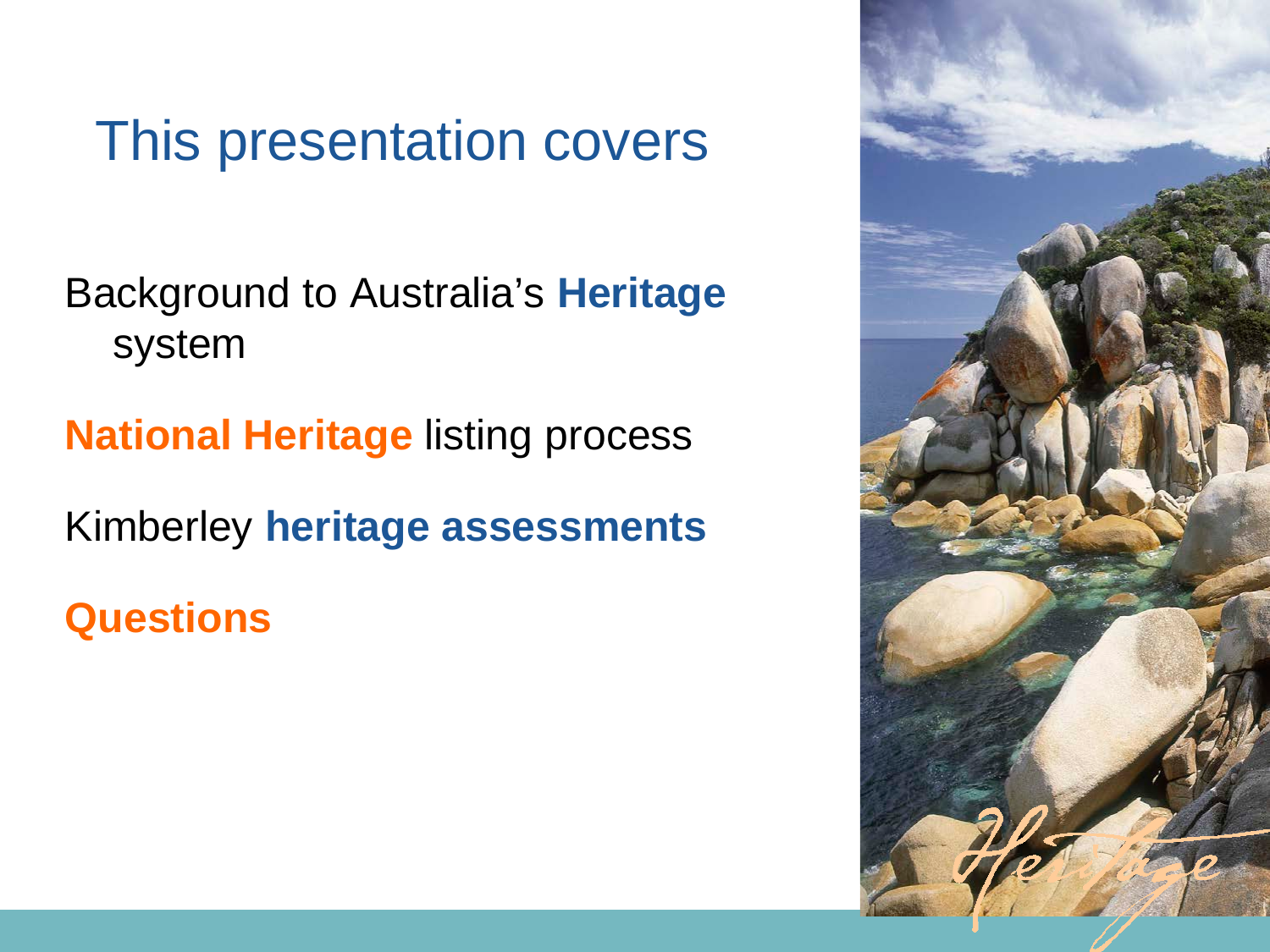# This presentation covers

Background to Australia's **Heritage** system

**National Heritage** listing process

Kimberley **heritage assessments**

**Questions**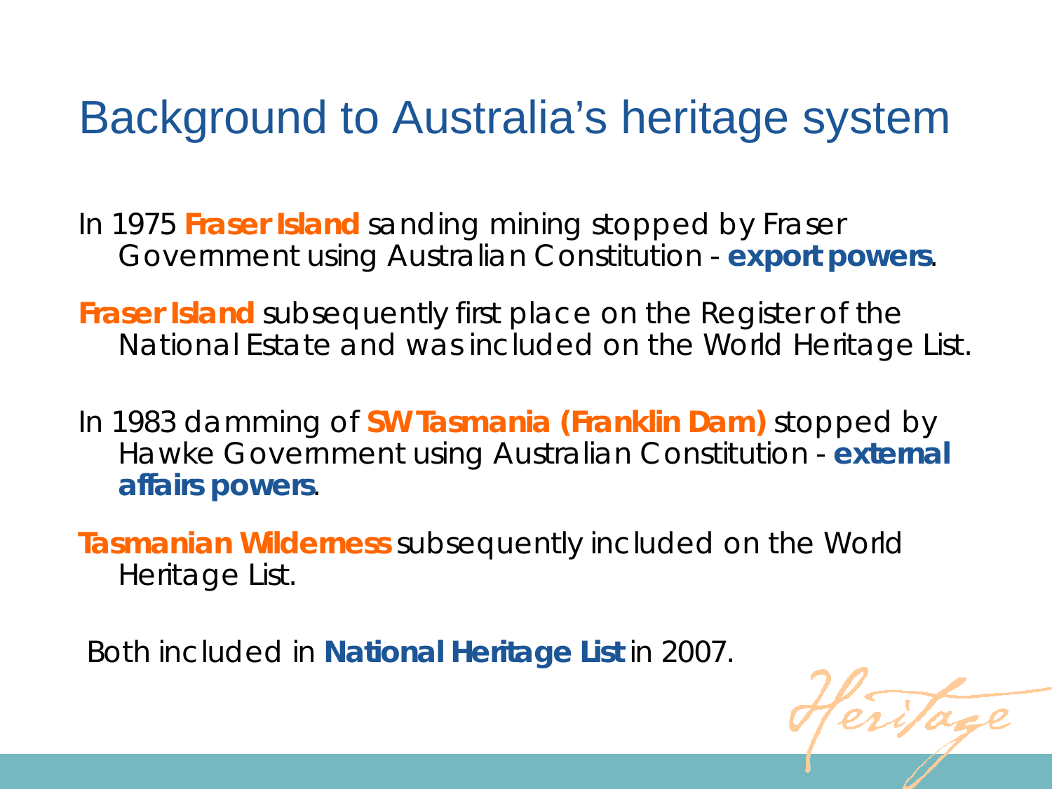# Background to Australia's heritage system

In 1975 **Fraser Island** sanding mining stopped by Fraser Government using Australian Constitution - **export powers**.

**Fraser Island** subsequently first place on the Register of the National Estate and was included on the World Heritage List.

In 1983 damming of **SW Tasmania (Franklin Dam)** stopped by Hawke Government using Australian Constitution - **external affairs powers**.

**Tasmanian Wilderness** subsequently included on the World Heritage List.

Both included in **National Heritage List** in 2007.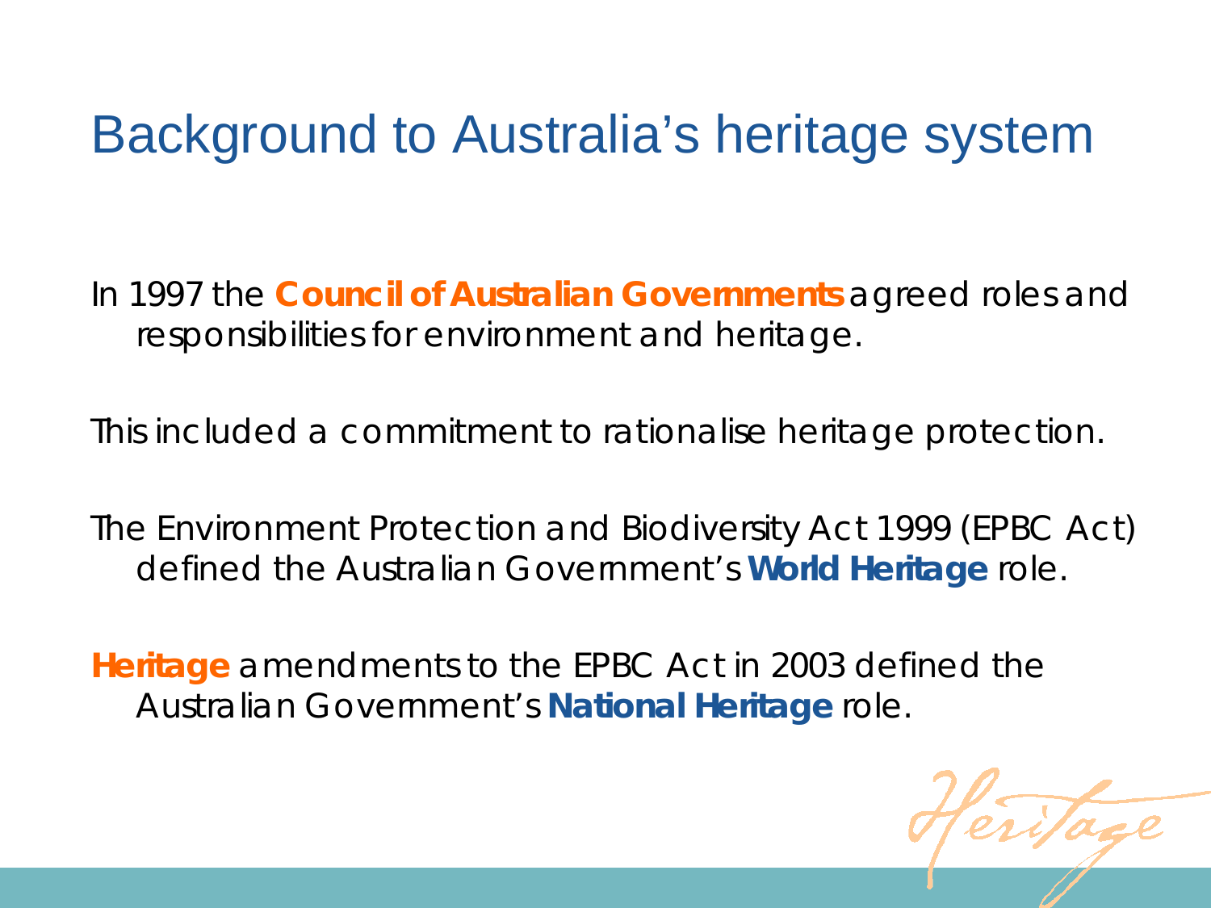# Background to Australia's heritage system

In 1997 the **Council of Australian Governments** agreed roles and responsibilities for environment and heritage.

This included a commitment to rationalise heritage protection.

The Environment Protection and Biodiversity Act 1999 (EPBC Act) defined the Australian Government's **World Heritage** role.

**Heritage** amendments to the EPBC Act in 2003 defined the Australian Government's **National Heritage** role.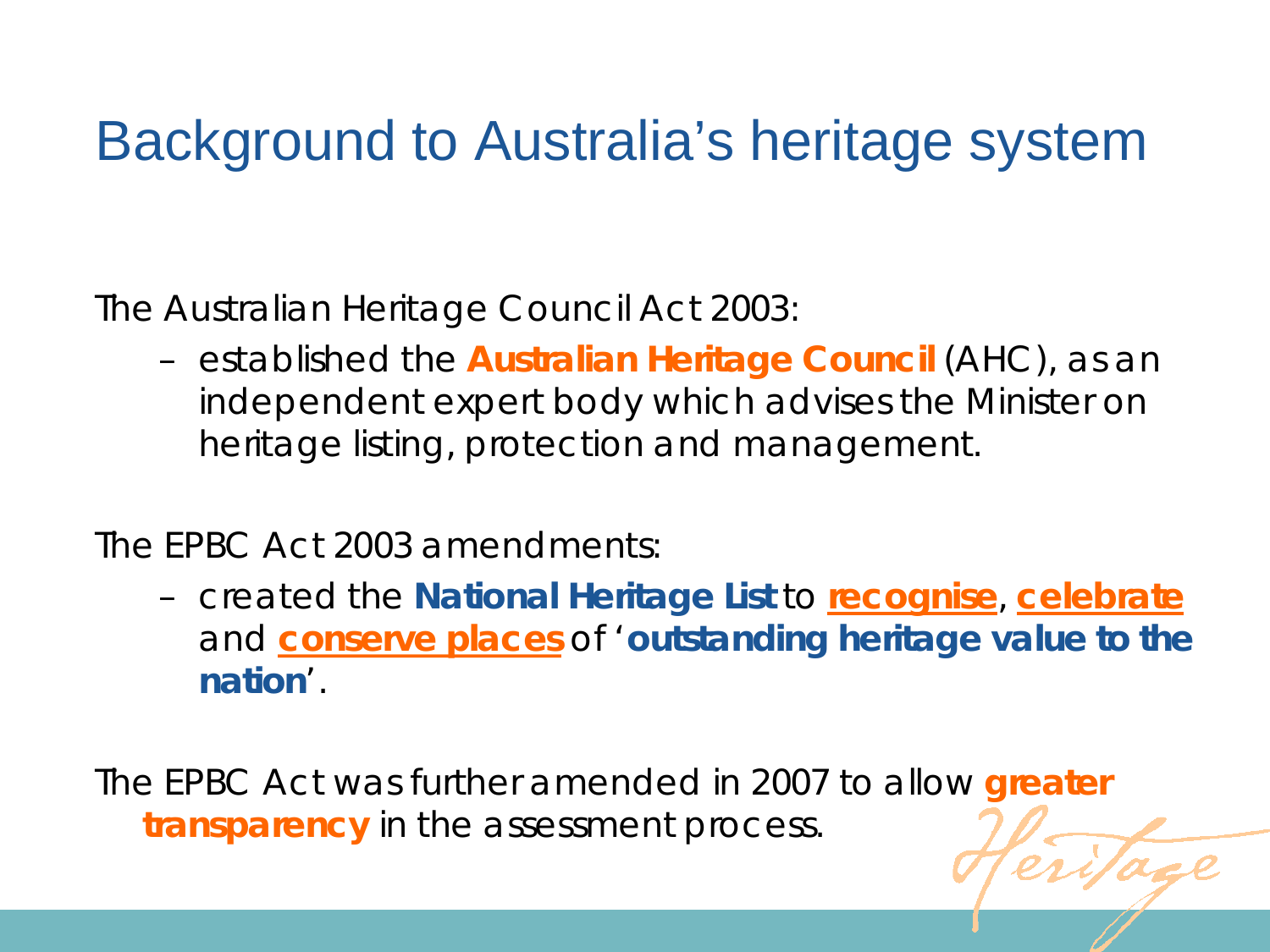# Background to Australia's heritage system

The Australian Heritage Council Act 2003:

- established the **Australian Heritage Council** (AHC), as an independent expert body which advises the Minister on heritage listing, protection and management.

The EPBC Act 2003 amendments:

- created the **National Heritage List** to **recognise**, **celebrate** and **conserve places** of '**outstanding heritage value to the nation**'.

The EPBC Act was further amended in 2007 to allow **greater transparency** in the assessment process.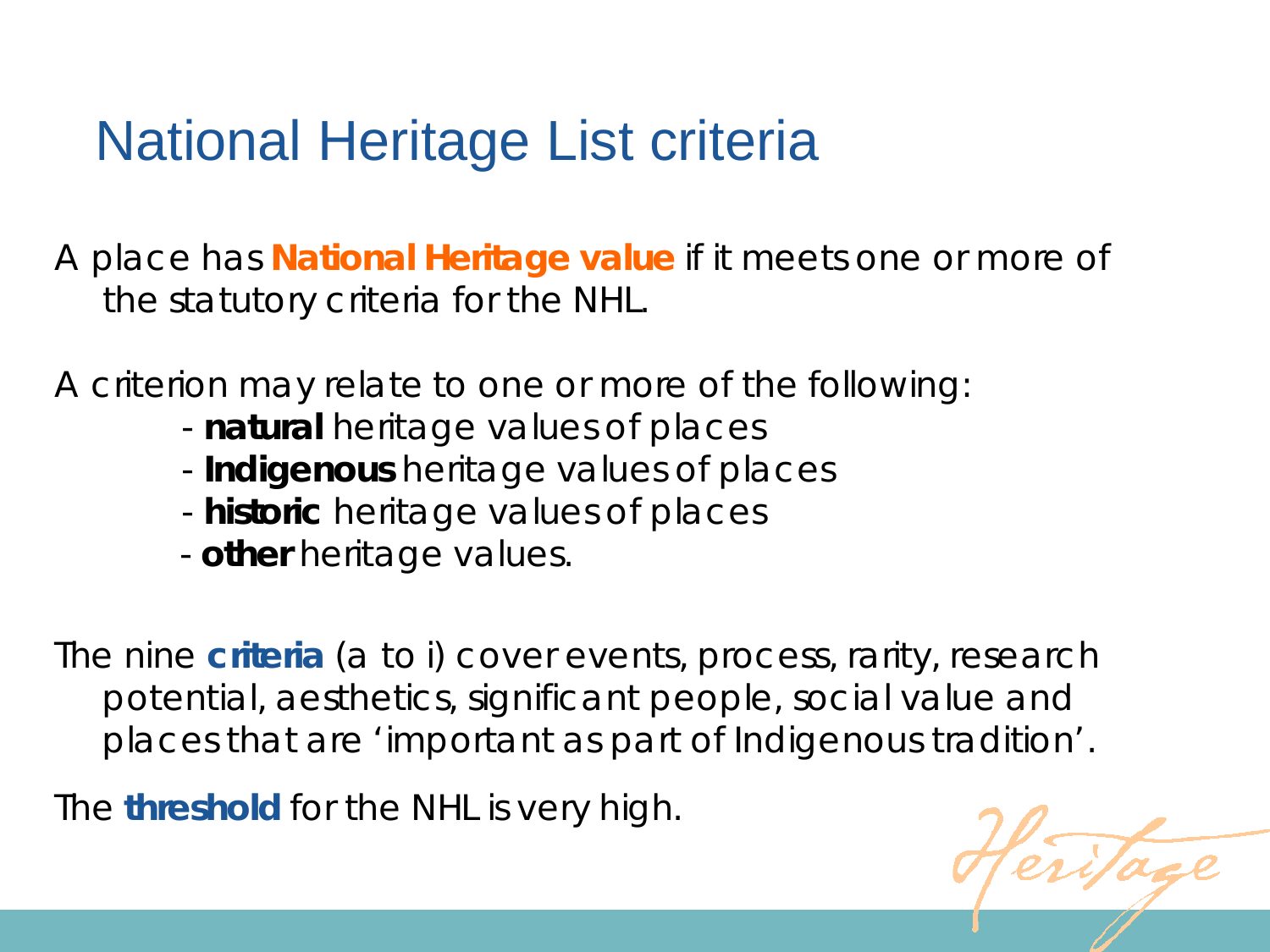# National Heritage List criteria

A place has **National Heritage value** if it meets one or more of the statutory criteria for the NHL.

A criterion may relate to one or more of the following:

- **natural** heritage values of places
- **Indigenous** heritage values of places
- **historic** heritage values of places
- **other** heritage values.

The nine **criteria** (a to i) cover events, process, rarity, research potential, aesthetics, significant people, social value and places that are 'important as part of Indigenous tradition'.

The **threshold** for the NHL is very high.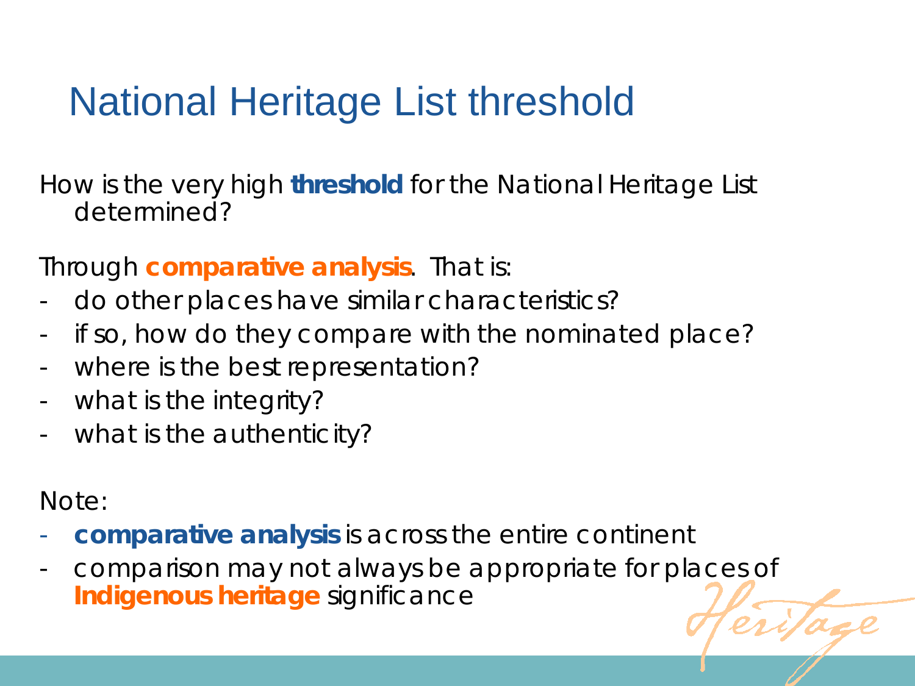# National Heritage List threshold

How is the very high **threshold** for the National Heritage List determined?

Through **comparative analysis**. That is:

- do other places have similar characteristics?
- if so, how do they compare with the nominated place?
- where is the best representation?
- what is the integrity?
- what is the authenticity?

Note:

- **comparative analysis** is across the entire continent
- comparison may not always be appropriate for places of **Indigenous heritage** significance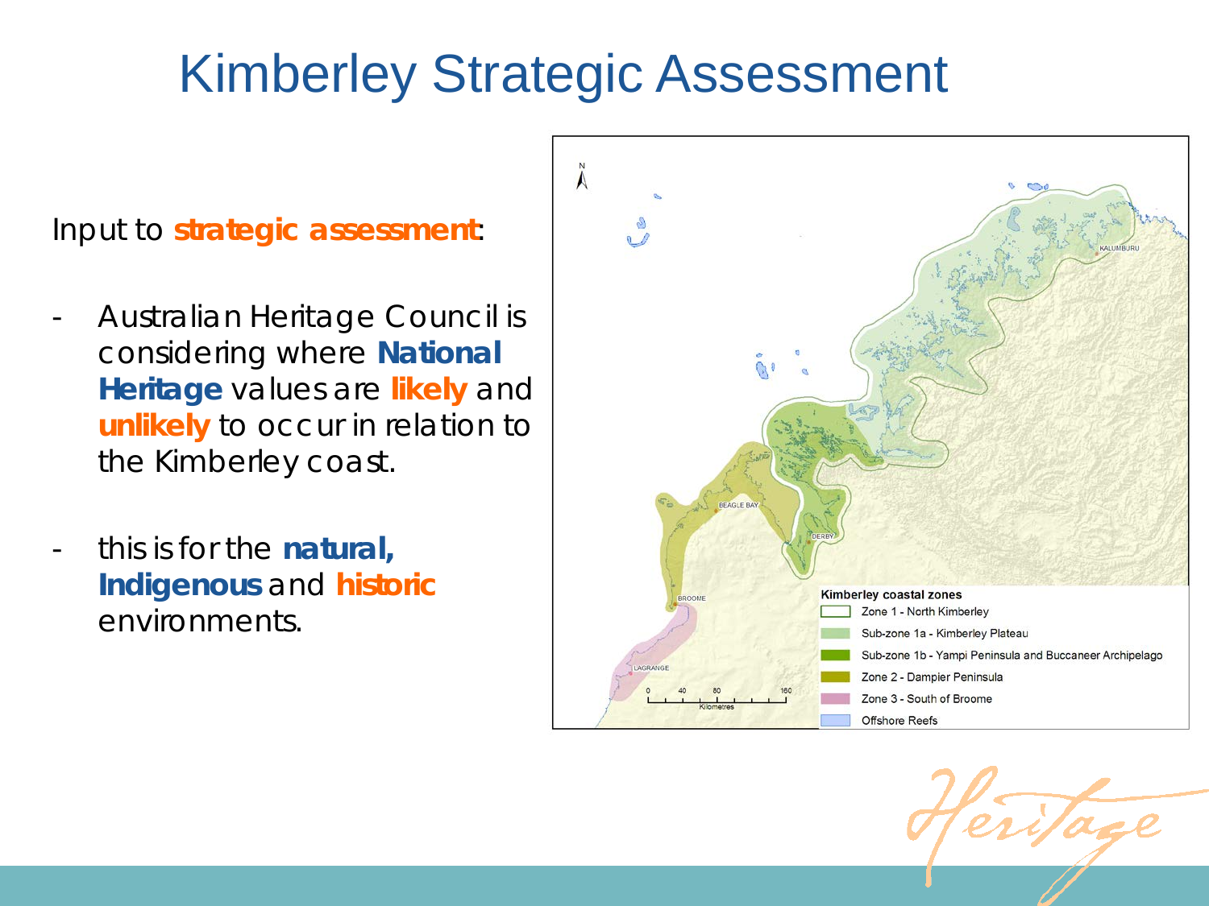# Kimberley Strategic Assessment

Input to **strategic assessment**:

- Australian Heritage Council is considering where **National Heritage** values are **likely** and **unlikely** to occur in relation to the Kimberley coast.
- this is for the **natural, Indigenous** and **historic** environments.

**Kimberley coastal zones**

- Zone 1 - North Kimberley
- Sub-zone 1a - Kimberley Plateau
- Sub-zone 1b - Yampi Peninsula and Buccaneer Archipelago
- Zone 2 - Dampier Peninsula
- Zone 3 - South of Broome
- Offshore Reefs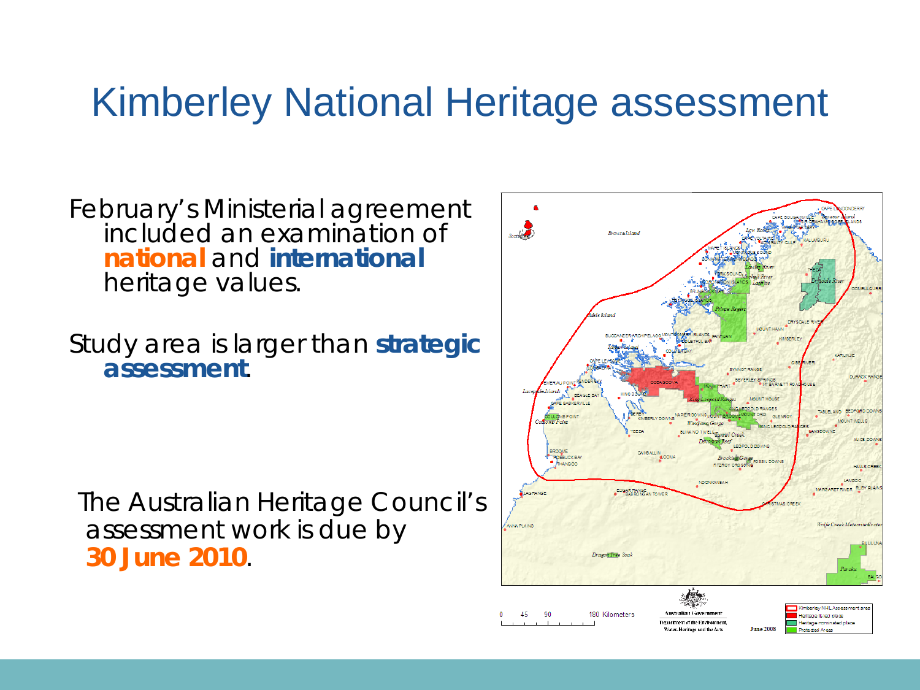# Kimberley National Heritage assessment

February's Ministerial agreement included an examination of **national** and **international** heritage values.

Study area is larger than **strategic assessment**.

The Australian Heritage Council's assessment work is due by **30 June 2010**.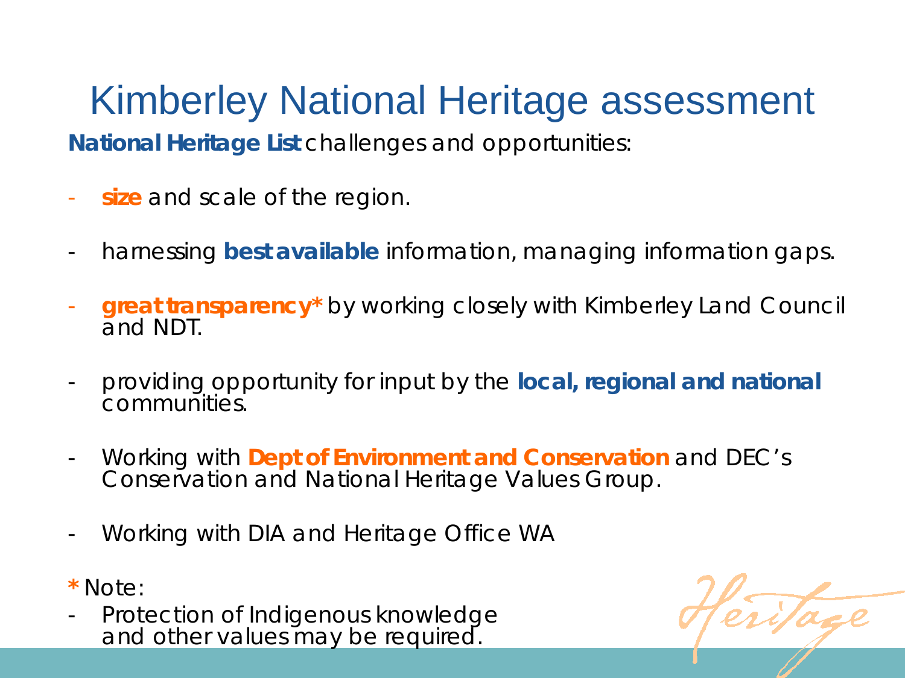# Kimberley National Heritage assessment

**National Heritage List** challenges and opportunities:

- **size** and scale of the region.
- harnessing **best available** information, managing information gaps.
- **great transparency*** by working closely with Kimberley Land Council and NDT.
- providing opportunity for input by the **local, regional and national** communities.
- Working with **Dept of Environment and Conservation** and DEC's Conservation and National Heritage Values Group.
- Working with DIA and Heritage Office WA

* Note:

- Protection of Indigenous knowledge and other values may be required.